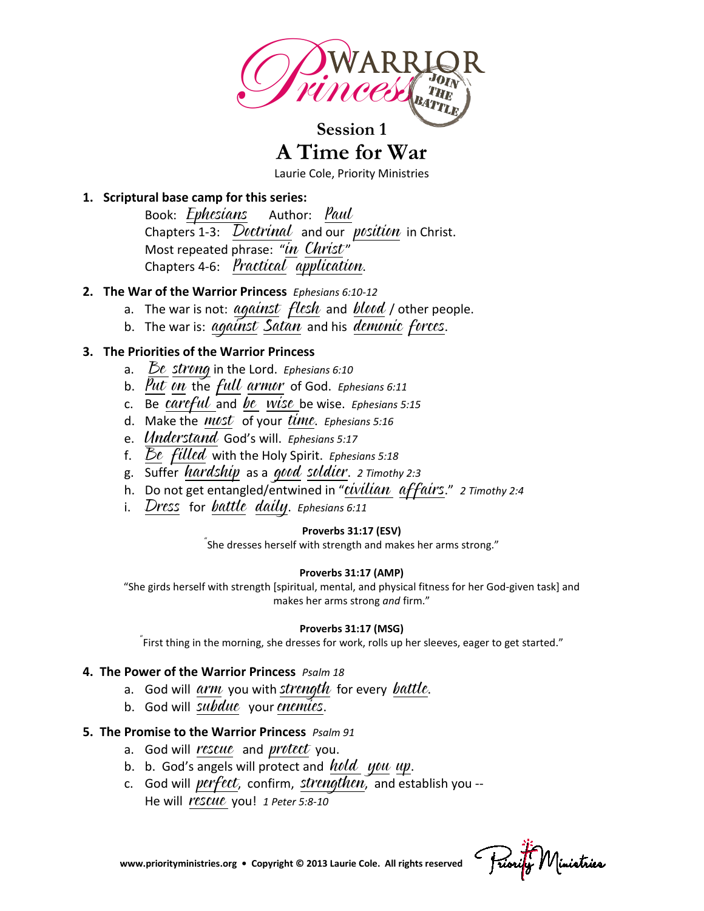# Warrior Princess — Join the Battle

## Session 1
# A Time for War

Laurie Cole, Priority Ministries

**1. Scriptural base camp for this series:**

Book: Ephesians    Author: Paul
Chapters 1-3: Doctrinal and our position in Christ.
Most repeated phrase: "in Christ"
Chapters 4-6: Practical application.

**2. The War of the Warrior Princess** *Ephesians 6:10-12*

a. The war is not: against flesh and blood / other people.
b. The war is: against Satan and his demonic forces.

**3. The Priorities of the Warrior Princess**

a. Be strong in the Lord. *Ephesians 6:10*
b. Put on the full armor of God. *Ephesians 6:11*
c. Be careful and be wise be wise. *Ephesians 5:15*
d. Make the most of your time. *Ephesians 5:16*
e. Understand God's will. *Ephesians 5:17*
f. Be filled with the Holy Spirit. *Ephesians 5:18*
g. Suffer hardship as a good soldier. *2 Timothy 2:3*
h. Do not get entangled/entwined in "civilian affairs." *2 Timothy 2:4*
i. Dress for battle daily. *Ephesians 6:11*

**Proverbs 31:17 (ESV)**
"She dresses herself with strength and makes her arms strong."

**Proverbs 31:17 (AMP)**
"She girds herself with strength [spiritual, mental, and physical fitness for her God-given task] and makes her arms strong *and* firm."

**Proverbs 31:17 (MSG)**
"First thing in the morning, she dresses for work, rolls up her sleeves, eager to get started."

**4. The Power of the Warrior Princess** *Psalm 18*

a. God will arm you with strength for every battle.
b. God will subdue your enemies.

**5. The Promise to the Warrior Princess** *Psalm 91*

a. God will rescue and protect you.
b. b. God's angels will protect and hold you up.
c. God will perfect, confirm, strengthen, and establish you -- He will rescue you! *1 Peter 5:8-10*

www.priorityministries.org • Copyright © 2013 Laurie Cole. All rights reserved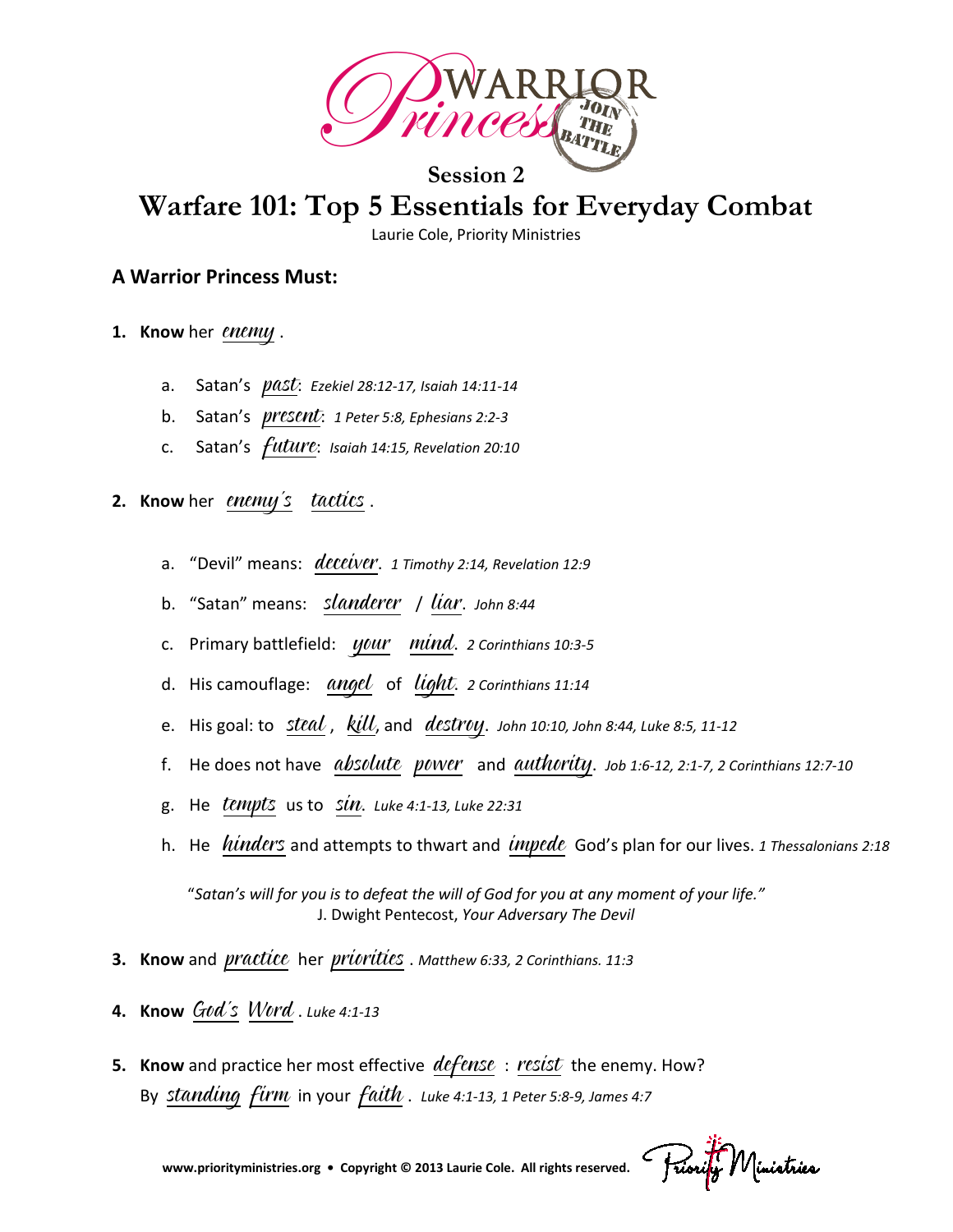WARRIOR Princess JOIN THE BATTLE

## Session 2

# Warfare 101: Top 5 Essentials for Everyday Combat

Laurie Cole, Priority Ministries

### A Warrior Princess Must:

1. **Know** her *enemy*.
   a. Satan's *past*: *Ezekiel 28:12-17, Isaiah 14:11-14*
   b. Satan's *present*: *1 Peter 5:8, Ephesians 2:2-3*
   c. Satan's *future*: *Isaiah 14:15, Revelation 20:10*

2. **Know** her *enemy's* *tactics*.
   a. "Devil" means: *deceiver*. *1 Timothy 2:14, Revelation 12:9*
   b. "Satan" means: *slanderer* / *liar*. *John 8:44*
   c. Primary battlefield: *your* *mind*. *2 Corinthians 10:3-5*
   d. His camouflage: *angel* of *light*. *2 Corinthians 11:14*
   e. His goal: to *steal*, *kill*, and *destroy*. *John 10:10, John 8:44, Luke 8:5, 11-12*
   f. He does not have *absolute* *power* and *authority*. *Job 1:6-12, 2:1-7, 2 Corinthians 12:7-10*
   g. He *tempts* us to *sin*. *Luke 4:1-13, Luke 22:31*
   h. He *hinders* and attempts to thwart and *impede* God's plan for our lives. *1 Thessalonians 2:18*

   "*Satan's will for you is to defeat the will of God for you at any moment of your life.*"
   J. Dwight Pentecost, *Your Adversary The Devil*

3. **Know** and *practice* her *priorities*. *Matthew 6:33, 2 Corinthians. 11:3*

4. **Know** *God's* *Word*. *Luke 4:1-13*

5. **Know** and practice her most effective *defense* : *resist* the enemy. How?
   By *standing* *firm* in your *faith*. *Luke 4:1-13, 1 Peter 5:8-9, James 4:7*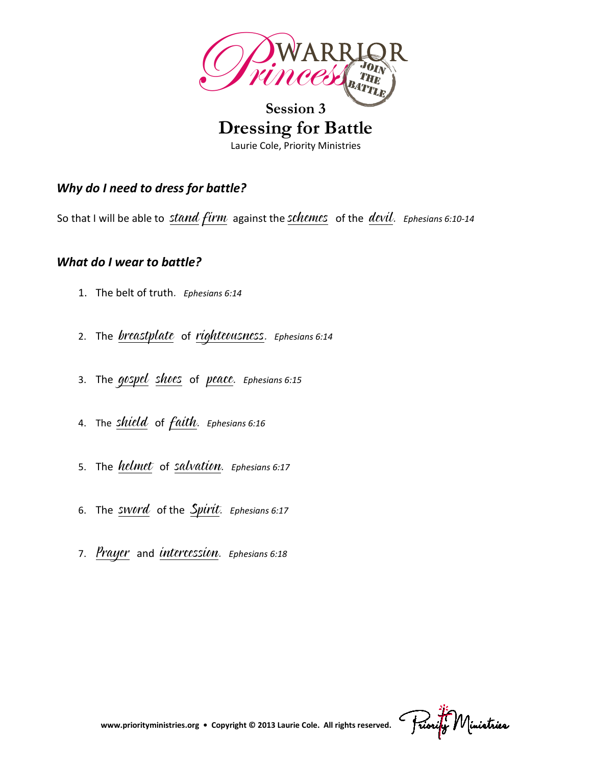# Warrior Princess — Join the Battle

## Session 3
## Dressing for Battle

Laurie Cole, Priority Ministries

### *Why do I need to dress for battle?*

So that I will be able to stand firm against the schemes of the devil. *Ephesians 6:10-14*

### *What do I wear to battle?*

1. The belt of truth. *Ephesians 6:14*
2. The breastplate of righteousness. *Ephesians 6:14*
3. The gospel shoes of peace. *Ephesians 6:15*
4. The shield of faith. *Ephesians 6:16*
5. The helmet of salvation. *Ephesians 6:17*
6. The sword of the Spirit. *Ephesians 6:17*
7. Prayer and intercession. *Ephesians 6:18*

**www.priorityministries.org • Copyright © 2013 Laurie Cole. All rights reserved.** Priority Ministries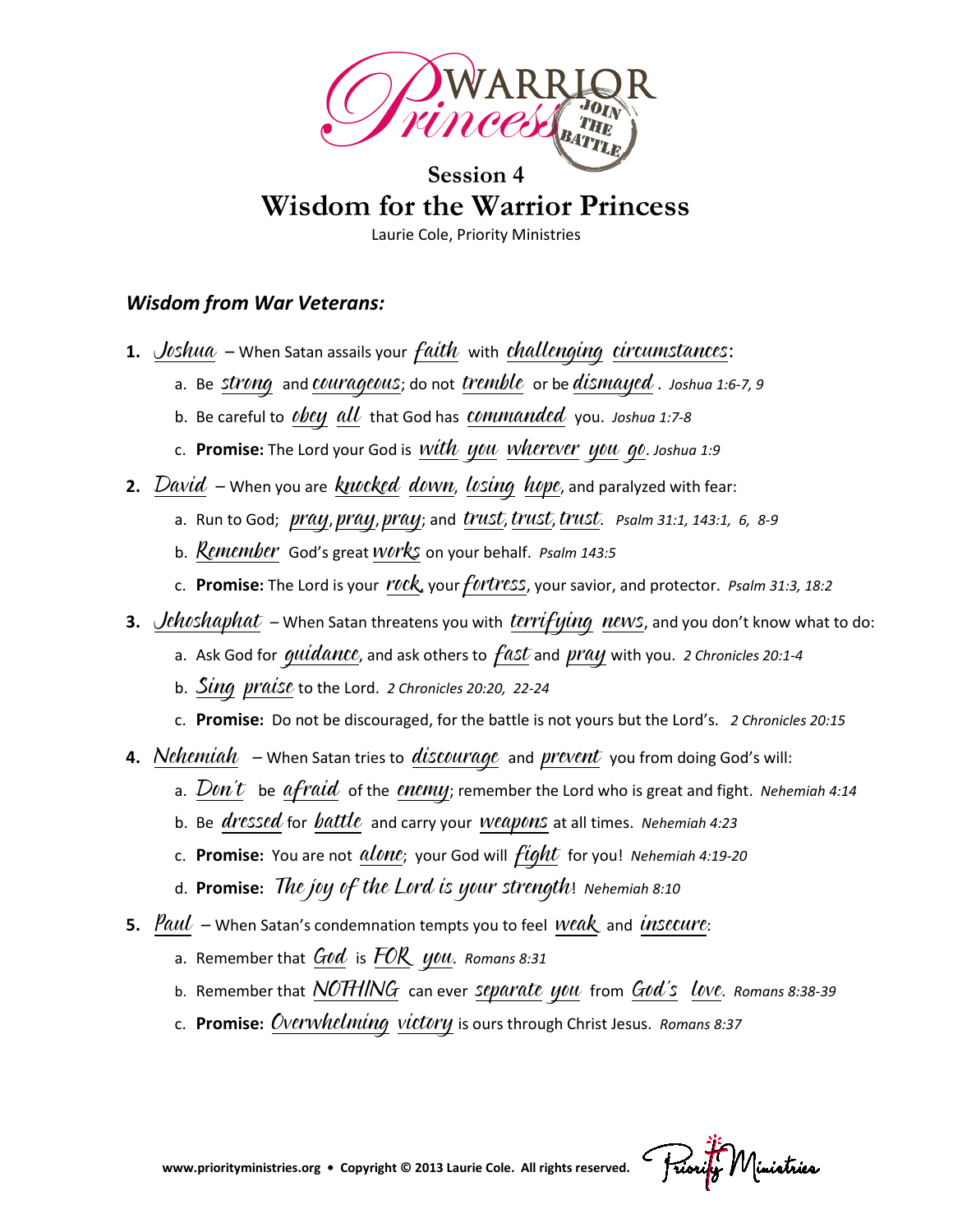WARRIOR Princess JOIN THE BATTLE

## Session 4
# Wisdom for the Warrior Princess

Laurie Cole, Priority Ministries

### *Wisdom from War Veterans:*

1. Joshua – When Satan assails your faith with challenging circumstances:
   a. Be strong and courageous; do not tremble or be dismayed . *Joshua 1:6-7, 9*
   b. Be careful to obey all that God has commanded you. *Joshua 1:7-8*
   c. **Promise:** The Lord your God is with you wherever you go. *Joshua 1:9*

2. David – When you are knocked down, losing hope, and paralyzed with fear:
   a. Run to God; pray, pray, pray; and trust, trust, trust. *Psalm 31:1, 143:1, 6, 8-9*
   b. Remember God's great works on your behalf. *Psalm 143:5*
   c. **Promise:** The Lord is your rock, your fortress, your savior, and protector. *Psalm 31:3, 18:2*

3. Jehoshaphat – When Satan threatens you with terrifying news, and you don't know what to do:
   a. Ask God for guidance, and ask others to fast and pray with you. *2 Chronicles 20:1-4*
   b. Sing praise to the Lord. *2 Chronicles 20:20, 22-24*
   c. **Promise:** Do not be discouraged, for the battle is not yours but the Lord's. *2 Chronicles 20:15*

4. Nehemiah – When Satan tries to discourage and prevent you from doing God's will:
   a. Don't be afraid of the enemy; remember the Lord who is great and fight. *Nehemiah 4:14*
   b. Be dressed for battle and carry your weapons at all times. *Nehemiah 4:23*
   c. **Promise:** You are not alone; your God will fight for you! *Nehemiah 4:19-20*
   d. **Promise:** The joy of the Lord is your strength! *Nehemiah 8:10*

5. Paul – When Satan's condemnation tempts you to feel weak and insecure:
   a. Remember that God is FOR you. *Romans 8:31*
   b. Remember that NOTHING can ever separate you from God's love. *Romans 8:38-39*
   c. **Promise:** Overwhelming victory is ours through Christ Jesus. *Romans 8:37*

**www.priorityministries.org • Copyright © 2013 Laurie Cole. All rights reserved.** Priority Ministries